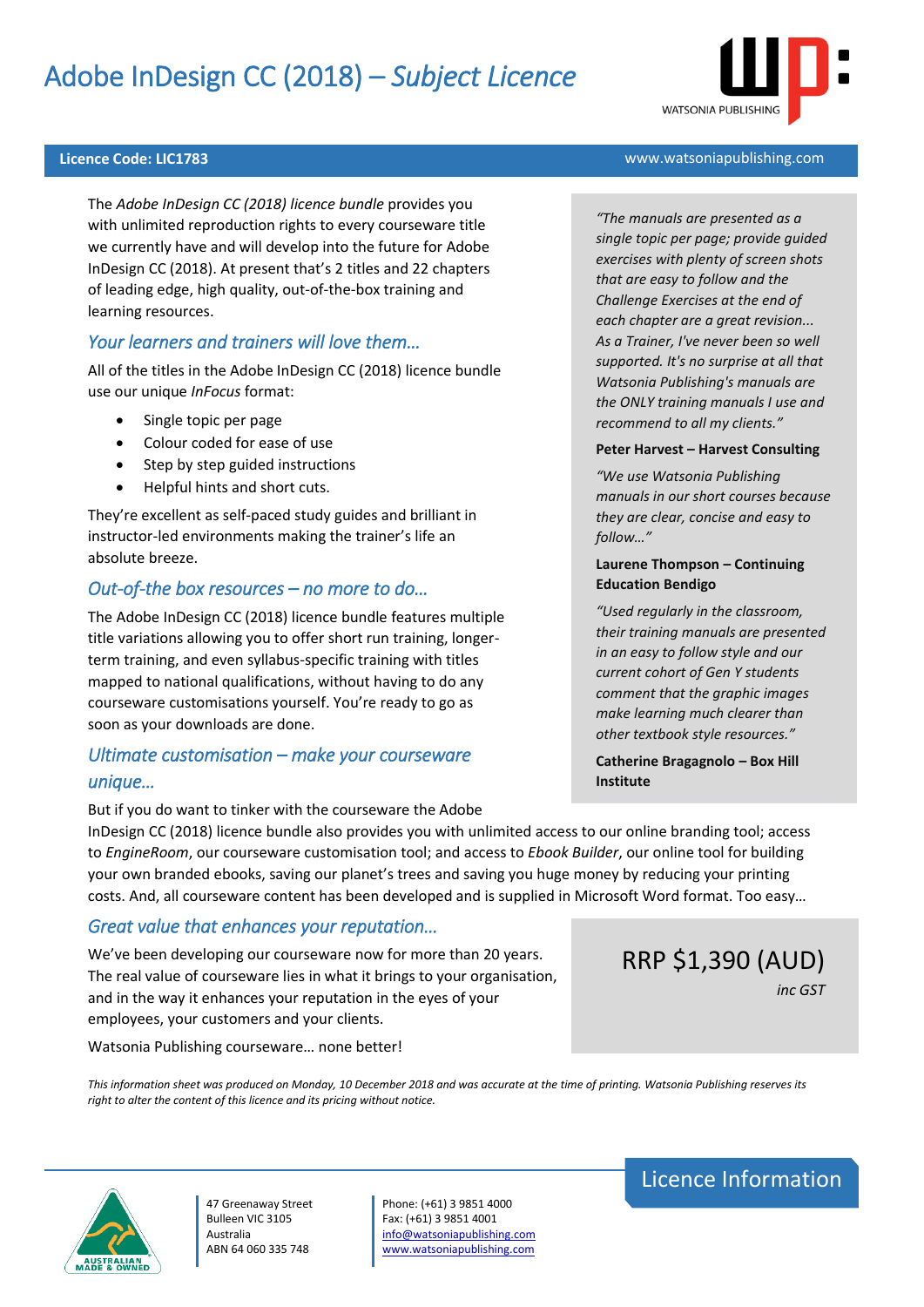# Adobe InDesign CC (2018) – *Subject Licence*

WATSONIA PUBLISHING

**Licence Code: LIC1783** www.watsoniapublishing.com

The *Adobe InDesign CC (2018) licence bundle* provides you with unlimited reproduction rights to every courseware title we currently have and will develop into the future for Adobe InDesign CC (2018). At present that's 2 titles and 22 chapters of leading edge, high quality, out-of-the-box training and learning resources.

## *Your learners and trainers will love them…*

All of the titles in the Adobe InDesign CC (2018) licence bundle use our unique *InFocus* format:

- Single topic per page
- Colour coded for ease of use
- Step by step guided instructions
- Helpful hints and short cuts.

They're excellent as self-paced study guides and brilliant in instructor-led environments making the trainer's life an absolute breeze.

## *Out-of-the box resources – no more to do…*

The Adobe InDesign CC (2018) licence bundle features multiple title variations allowing you to offer short run training, longer-term training, and even syllabus-specific training with titles mapped to national qualifications, without having to do any courseware customisations yourself. You're ready to go as soon as your downloads are done.

## *Ultimate customisation – make your courseware unique…*

But if you do want to tinker with the courseware the Adobe InDesign CC (2018) licence bundle also provides you with unlimited access to our online branding tool; access to *EngineRoom*, our courseware customisation tool; and access to *Ebook Builder*, our online tool for building your own branded ebooks, saving our planet's trees and saving you huge money by reducing your printing costs. And, all courseware content has been developed and is supplied in Microsoft Word format. Too easy…

## *Great value that enhances your reputation…*

We've been developing our courseware now for more than 20 years. The real value of courseware lies in what it brings to your organisation, and in the way it enhances your reputation in the eyes of your employees, your customers and your clients.

Watsonia Publishing courseware… none better!

*"The manuals are presented as a single topic per page; provide guided exercises with plenty of screen shots that are easy to follow and the Challenge Exercises at the end of each chapter are a great revision... As a Trainer, I've never been so well supported. It's no surprise at all that Watsonia Publishing's manuals are the ONLY training manuals I use and recommend to all my clients."*

**Peter Harvest – Harvest Consulting**

*"We use Watsonia Publishing manuals in our short courses because they are clear, concise and easy to follow…"*

**Laurene Thompson – Continuing Education Bendigo**

*"Used regularly in the classroom, their training manuals are presented in an easy to follow style and our current cohort of Gen Y students comment that the graphic images make learning much clearer than other textbook style resources."*

**Catherine Bragagnolo – Box Hill Institute**

RRP $1,390 (AUD)
*inc GST*

*This information sheet was produced on Monday, 10 December 2018 and was accurate at the time of printing. Watsonia Publishing reserves its right to alter the content of this licence and its pricing without notice.*

Licence Information

AUSTRALIAN MADE & OWNED

47 Greenaway Street
Bulleen VIC 3105
Australia
ABN 64 060 335 748

Phone: (+61) 3 9851 4000
Fax: (+61) 3 9851 4001
info@watsoniapublishing.com
www.watsoniapublishing.com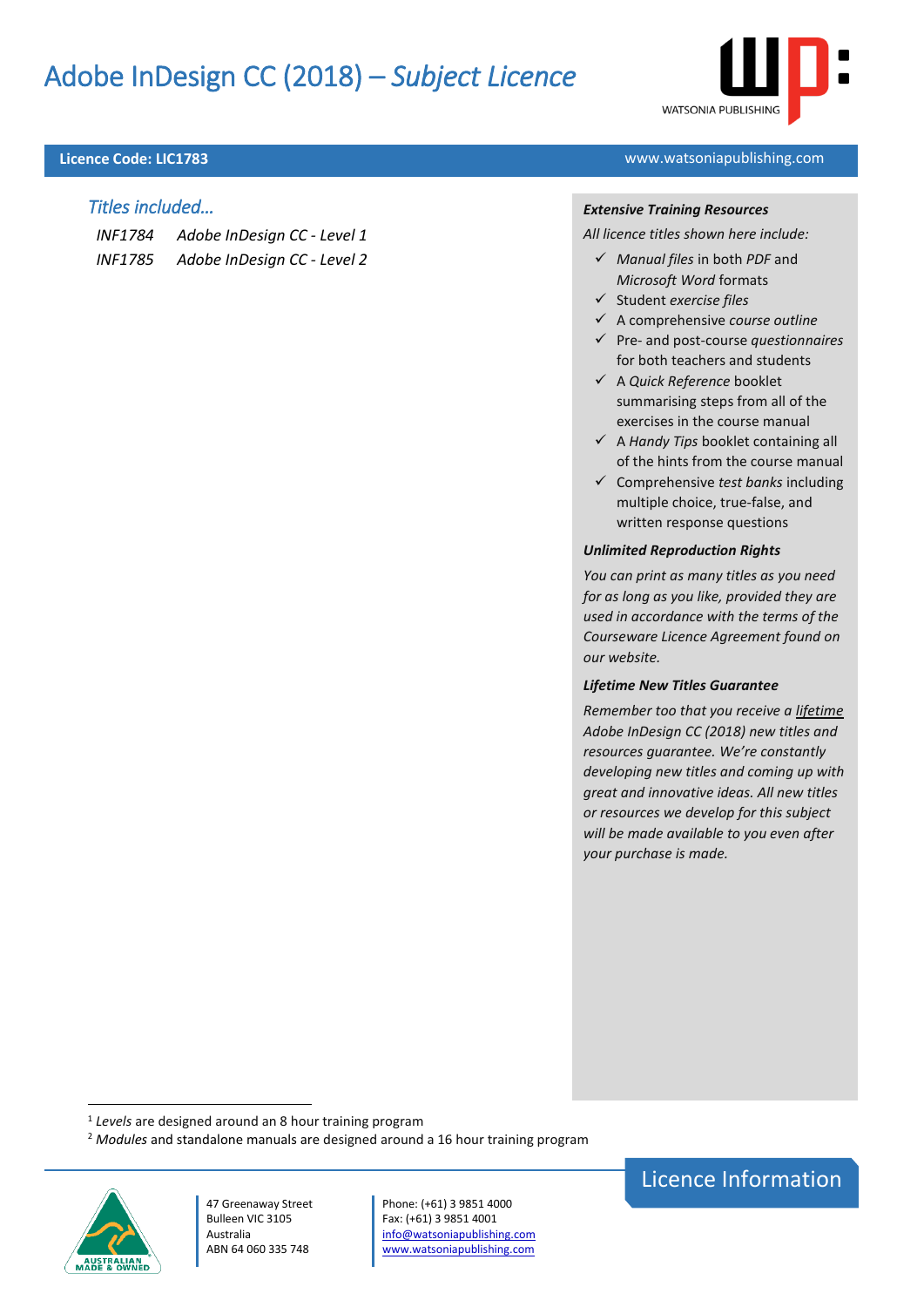# Adobe InDesign CC (2018) – *Subject Licence*

WATSONIA PUBLISHING

**Licence Code: LIC1783** www.watsoniapublishing.com

## *Titles included…*

| | |
|---|---|
| *INF1784* | *Adobe InDesign CC - Level 1* |
| *INF1785* | *Adobe InDesign CC - Level 2* |

***Extensive Training Resources***

*All licence titles shown here include:*

- *Manual files* in both *PDF* and *Microsoft Word* formats
- Student *exercise files*
- A comprehensive *course outline*
- Pre- and post-course *questionnaires* for both teachers and students
- A *Quick Reference* booklet summarising steps from all of the exercises in the course manual
- A *Handy Tips* booklet containing all of the hints from the course manual
- Comprehensive *test banks* including multiple choice, true-false, and written response questions

***Unlimited Reproduction Rights***

*You can print as many titles as you need for as long as you like, provided they are used in accordance with the terms of the Courseware Licence Agreement found on our website.*

***Lifetime New Titles Guarantee***

*Remember too that you receive a lifetime Adobe InDesign CC (2018) new titles and resources guarantee. We're constantly developing new titles and coming up with great and innovative ideas. All new titles or resources we develop for this subject will be made available to you even after your purchase is made.*

[1] *Levels* are designed around an 8 hour training program

[2] *Modules* and standalone manuals are designed around a 16 hour training program

Licence Information

47 Greenaway Street
Bulleen VIC 3105
Australia
ABN 64 060 335 748

Phone: (+61) 3 9851 4000
Fax: (+61) 3 9851 4001
info@watsoniapublishing.com
www.watsoniapublishing.com